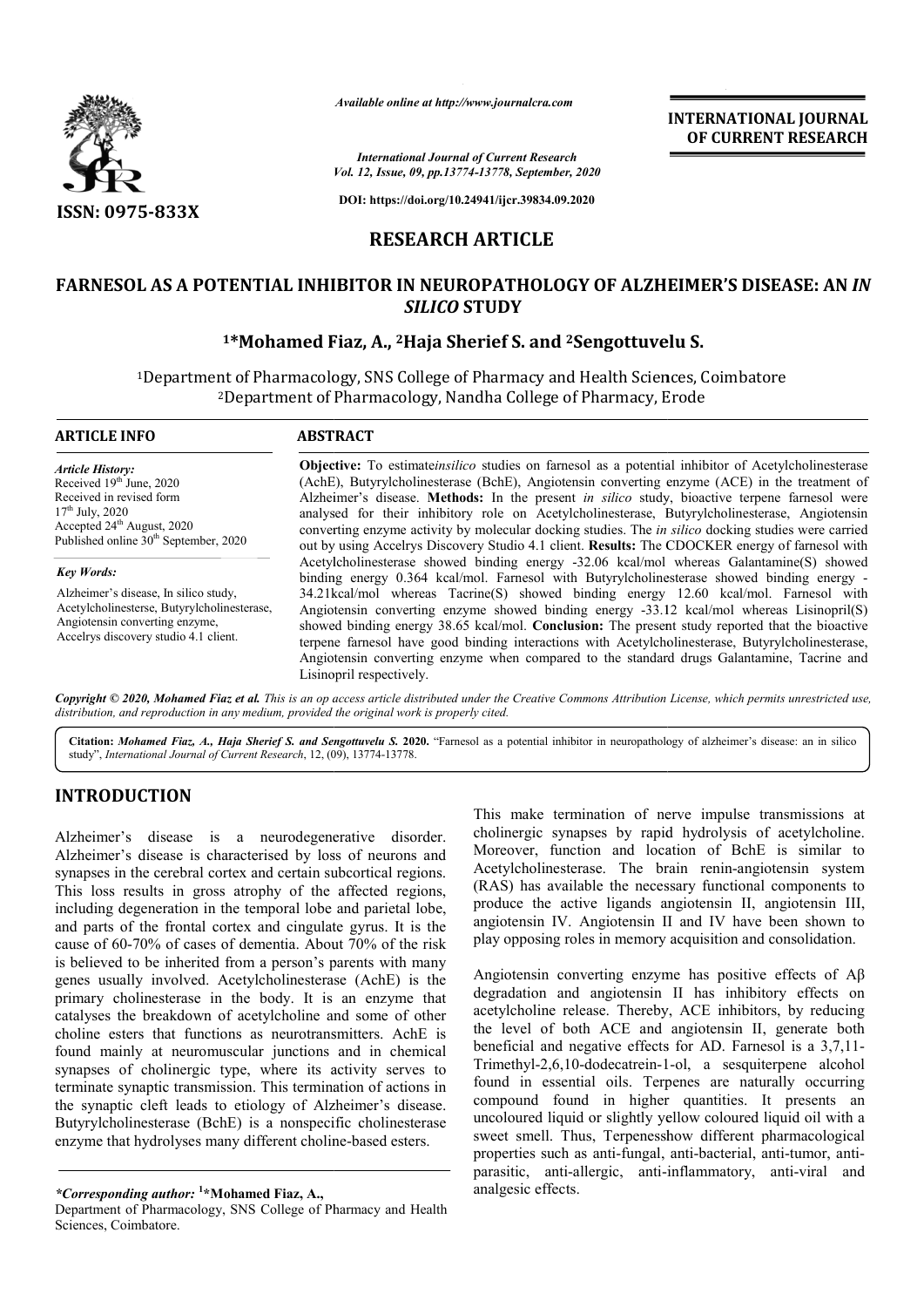ISSN: 0975-833X

*Available online at http://www.journalcra.com*

*International Journal of Current Research*
*Vol. 12, Issue, 09, pp.13774-13778, September, 2020*

DOI: https://doi.org/10.24941/ijcr.39834.09.2020

**INTERNATIONAL JOURNAL OF CURRENT RESEARCH**

## RESEARCH ARTICLE

# FARNESOL AS A POTENTIAL INHIBITOR IN NEUROPATHOLOGY OF ALZHEIMER'S DISEASE: AN *IN SILICO* STUDY

**[1]*Mohamed Fiaz, A., [2]Haja Sherief S. and [2]Sengottuvelu S.**

[1]Department of Pharmacology, SNS College of Pharmacy and Health Sciences, Coimbatore
[2]Department of Pharmacology, Nandha College of Pharmacy, Erode

### ARTICLE INFO

*Article History:*
Received 19th June, 2020
Received in revised form
17th July, 2020
Accepted 24th August, 2020
Published online 30th September, 2020

*Key Words:*
Alzheimer's disease, In silico study, Acetylcholinesterse, Butyrylcholinesterase, Angiotensin converting enzyme, Accelrys discovery studio 4.1 client.

### ABSTRACT

**Objective:** To estimate*insilico* studies on farnesol as a potential inhibitor of Acetylcholinesterase (AchE), Butyrylcholinesterase (BchE), Angiotensin converting enzyme (ACE) in the treatment of Alzheimer's disease. **Methods:** In the present *in silico* study, bioactive terpene farnesol were analysed for their inhibitory role on Acetylcholinesterase, Butyrylcholinesterase, Angiotensin converting enzyme activity by molecular docking studies. The *in silico* docking studies were carried out by using Accelrys Discovery Studio 4.1 client. **Results:** The CDOCKER energy of farnesol with Acetylcholinesterase showed binding energy -32.06 kcal/mol whereas Galantamine(S) showed binding energy 0.364 kcal/mol. Farnesol with Butyrylcholinesterase showed binding energy -34.21kcal/mol whereas Tacrine(S) showed binding energy 12.60 kcal/mol. Farnesol with Angiotensin converting enzyme showed binding energy -33.12 kcal/mol whereas Lisinopril(S) showed binding energy 38.65 kcal/mol. **Conclusion:** The present study reported that the bioactive terpene farnesol have good binding interactions with Acetylcholinesterase, Butyrylcholinesterase, Angiotensin converting enzyme when compared to the standard drugs Galantamine, Tacrine and Lisinopril respectively.

***Copyright © 2020, Mohamed Fiaz et al.*** *This is an op access article distributed under the Creative Commons Attribution License, which permits unrestricted use, distribution, and reproduction in any medium, provided the original work is properly cited.*

**Citation:** ***Mohamed Fiaz, A., Haja Sherief S. and Sengottuvelu S.* 2020.** "Farnesol as a potential inhibitor in neuropathology of alzheimer's disease: an in silico study", *International Journal of Current Research*, 12, (09), 13774-13778.

## INTRODUCTION

Alzheimer's disease is a neurodegenerative disorder. Alzheimer's disease is characterised by loss of neurons and synapses in the cerebral cortex and certain subcortical regions. This loss results in gross atrophy of the affected regions, including degeneration in the temporal lobe and parietal lobe, and parts of the frontal cortex and cingulate gyrus. It is the cause of 60-70% of cases of dementia. About 70% of the risk is believed to be inherited from a person's parents with many genes usually involved. Acetylcholinesterase (AchE) is the primary cholinesterase in the body. It is an enzyme that catalyses the breakdown of acetylcholine and some of other choline esters that functions as neurotransmitters. AchE is found mainly at neuromuscular junctions and in chemical synapses of cholinergic type, where its activity serves to terminate synaptic transmission. This termination of actions in the synaptic cleft leads to etiology of Alzheimer's disease. Butyrylcholinesterase (BchE) is a nonspecific cholinesterase enzyme that hydrolyses many different choline-based esters.

This make termination of nerve impulse transmissions at cholinergic synapses by rapid hydrolysis of acetylcholine. Moreover, function and location of BchE is similar to Acetylcholinesterase. The brain renin-angiotensin system (RAS) has available the necessary functional components to produce the active ligands angiotensin II, angiotensin III, angiotensin IV. Angiotensin II and IV have been shown to play opposing roles in memory acquisition and consolidation.

Angiotensin converting enzyme has positive effects of Aβ degradation and angiotensin II has inhibitory effects on acetylcholine release. Thereby, ACE inhibitors, by reducing the level of both ACE and angiotensin II, generate both beneficial and negative effects for AD. Farnesol is a 3,7,11-Trimethyl-2,6,10-dodecatrein-1-ol, a sesquiterpene alcohol found in essential oils. Terpenes are naturally occurring compound found in higher quantities. It presents an uncoloured liquid or slightly yellow coloured liquid oil with a sweet smell. Thus, Terpenesshow different pharmacological properties such as anti-fungal, anti-bacterial, anti-tumor, anti-parasitic, anti-allergic, anti-inflammatory, anti-viral and analgesic effects.

**Corresponding author:* [1]***Mohamed Fiaz, A.,**
Department of Pharmacology, SNS College of Pharmacy and Health Sciences, Coimbatore.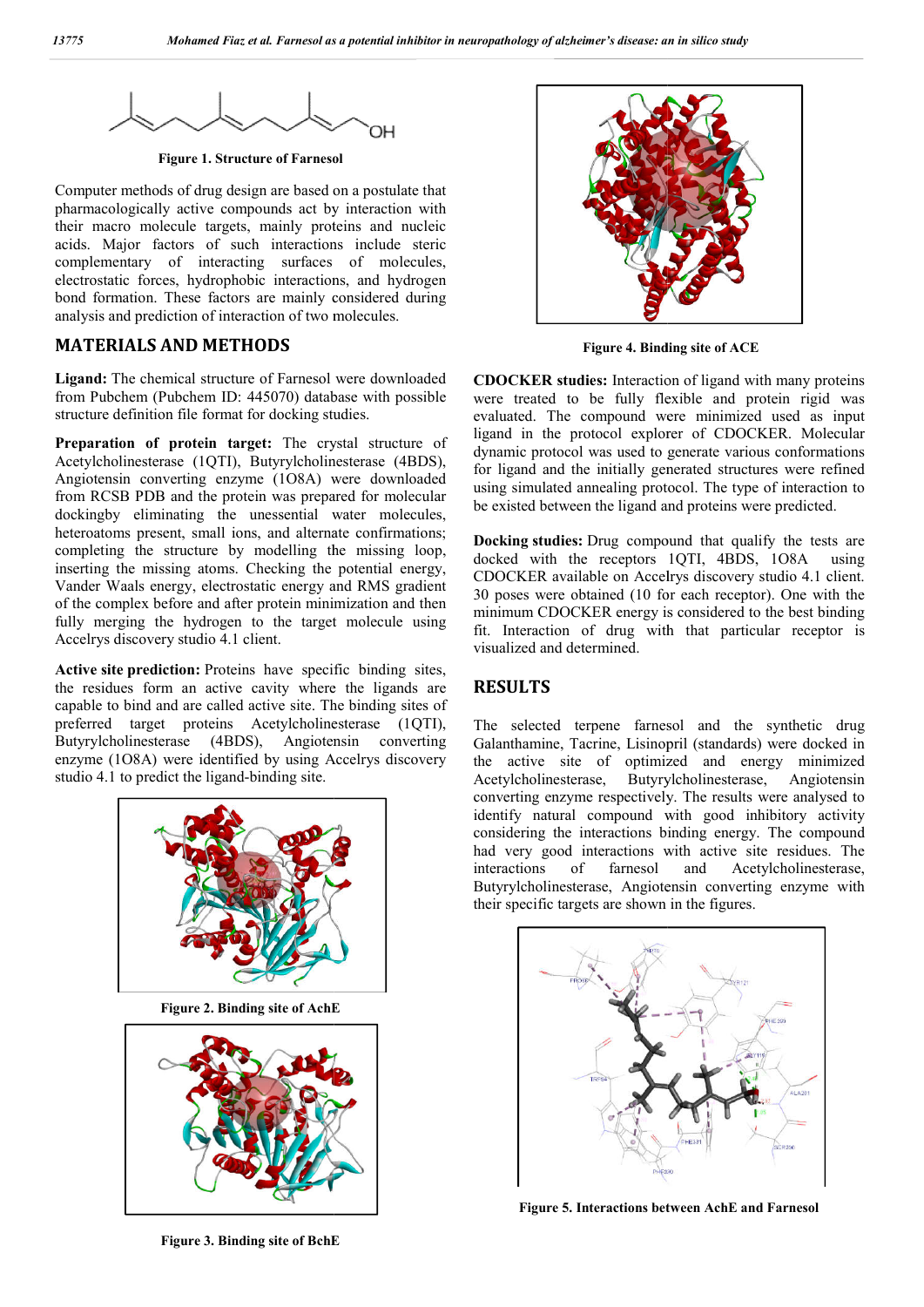Figure 1. Structure of Farnesol

Computer methods of drug design are based on a postulate that pharmacologically active compounds act by interaction with their macro molecule targets, mainly proteins and nucleic acids. Major factors of such interactions include steric complementary of interacting surfaces of molecules, electrostatic forces, hydrophobic interactions, and hydrogen bond formation. These factors are mainly considered during analysis and prediction of interaction of two molecules.

## MATERIALS AND METHODS

**Ligand:** The chemical structure of Farnesol were downloaded from Pubchem (Pubchem ID: 445070) database with possible structure definition file format for docking studies.

**Preparation of protein target:** The crystal structure of Acetylcholinesterase (1QTI), Butyrylcholinesterase (4BDS), Angiotensin converting enzyme (1O8A) were downloaded from RCSB PDB and the protein was prepared for molecular dockingby eliminating the unessential water molecules, heteroatoms present, small ions, and alternate confirmations; completing the structure by modelling the missing loop, inserting the missing atoms. Checking the potential energy, Vander Waals energy, electrostatic energy and RMS gradient of the complex before and after protein minimization and then fully merging the hydrogen to the target molecule using Accelrys discovery studio 4.1 client.

**Active site prediction:** Proteins have specific binding sites, the residues form an active cavity where the ligands are capable to bind and are called active site. The binding sites of preferred target proteins Acetylcholinesterase (1QTI), Butyrylcholinesterase (4BDS), Angiotensin converting enzyme (1O8A) were identified by using Accelrys discovery studio 4.1 to predict the ligand-binding site.

Figure 2. Binding site of AchE

Figure 3. Binding site of BchE

Figure 4. Binding site of ACE

**CDOCKER studies:** Interaction of ligand with many proteins were treated to be fully flexible and protein rigid was evaluated. The compound were minimized used as input ligand in the protocol explorer of CDOCKER. Molecular dynamic protocol was used to generate various conformations for ligand and the initially generated structures were refined using simulated annealing protocol. The type of interaction to be existed between the ligand and proteins were predicted.

**Docking studies:** Drug compound that qualify the tests are docked with the receptors 1QTI, 4BDS, 1O8A using CDOCKER available on Accelrys discovery studio 4.1 client. 30 poses were obtained (10 for each receptor). One with the minimum CDOCKER energy is considered to the best binding fit. Interaction of drug with that particular receptor is visualized and determined.

## RESULTS

The selected terpene farnesol and the synthetic drug Galanthamine, Tacrine, Lisinopril (standards) were docked in the active site of optimized and energy minimized Acetylcholinesterase, Butyrylcholinesterase, Angiotensin converting enzyme respectively. The results were analysed to identify natural compound with good inhibitory activity considering the interactions binding energy. The compound had very good interactions with active site residues. The interactions of farnesol and Acetylcholinesterase, Butyrylcholinesterase, Angiotensin converting enzyme with their specific targets are shown in the figures.

Figure 5. Interactions between AchE and Farnesol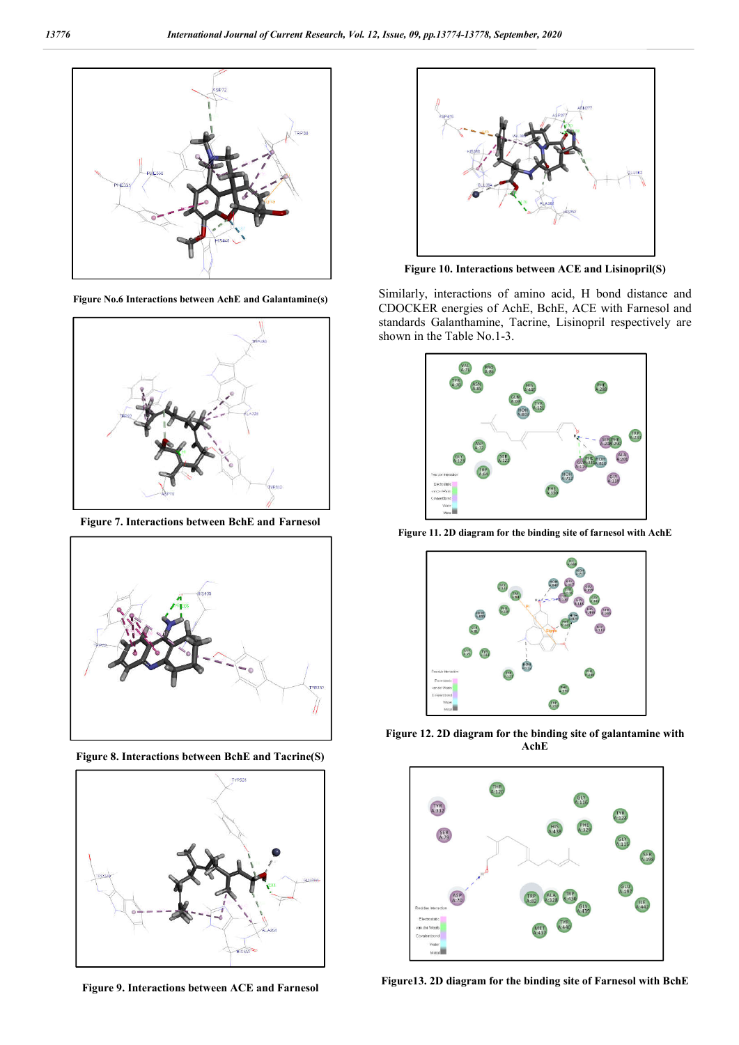Figure No.6 Interactions between AchE and Galantamine(s)

Figure 7. Interactions between BchE and Farnesol

Figure 8. Interactions between BchE and Tacrine(S)

Figure 9. Interactions between ACE and Farnesol

Figure 10. Interactions between ACE and Lisinopril(S)

Similarly, interactions of amino acid, H bond distance and CDOCKER energies of AchE, BchE, ACE with Farnesol and standards Galanthamine, Tacrine, Lisinopril respectively are shown in the Table No.1-3.

Figure 11. 2D diagram for the binding site of farnesol with AchE

Figure 12. 2D diagram for the binding site of galantamine with AchE

Figure13. 2D diagram for the binding site of Farnesol with BchE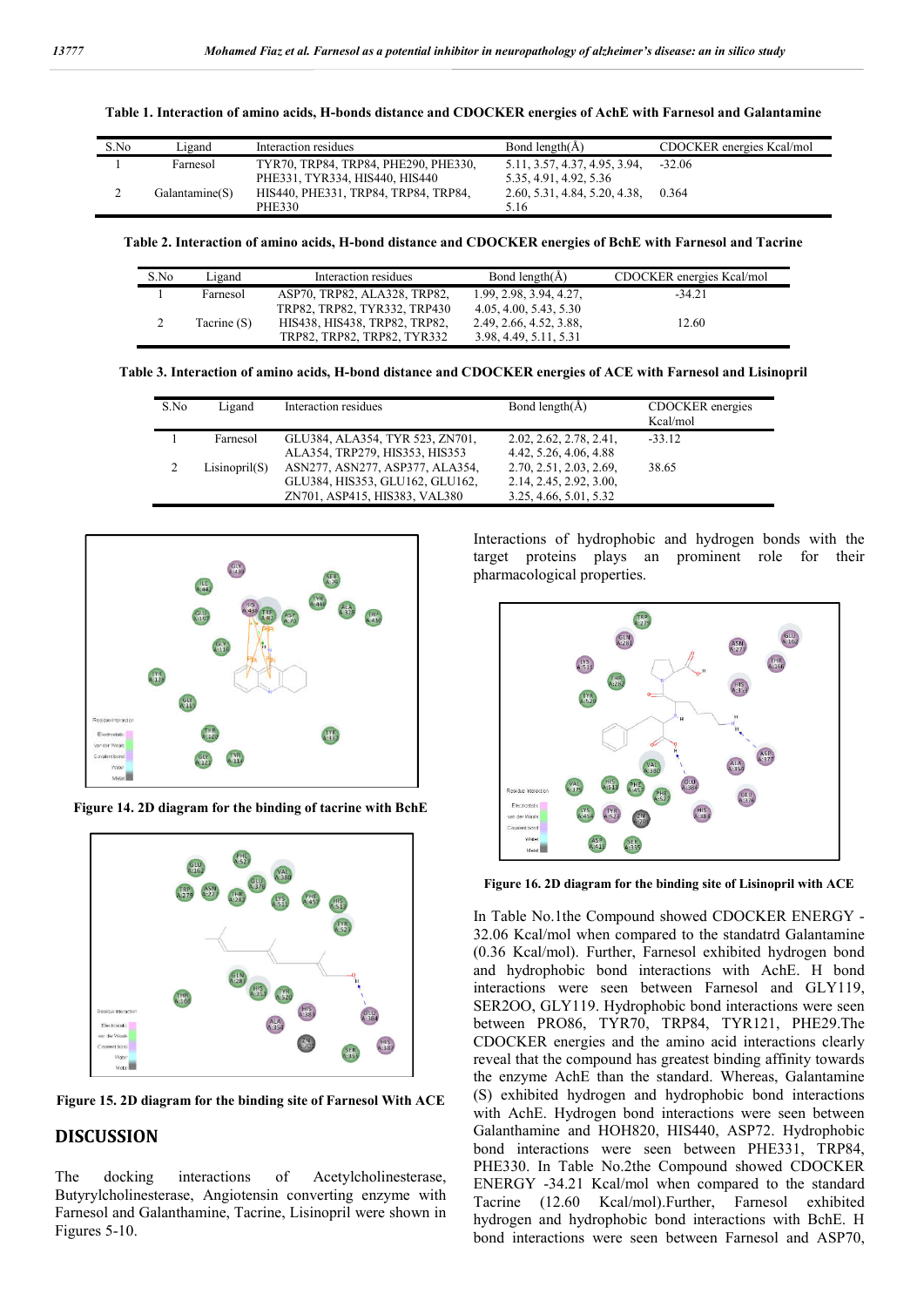**Table 1. Interaction of amino acids, H-bonds distance and CDOCKER energies of AchE with Farnesol and Galantamine**

| S.No | Ligand | Interaction residues | Bond length(Å) | CDOCKER energies Kcal/mol |
|---|---|---|---|---|
| 1 | Farnesol | TYR70, TRP84, TRP84, PHE290, PHE330, PHE331, TYR334, HIS440, HIS440 | 5.11, 3.57, 4.37, 4.95, 3.94, 5.35, 4.91, 4.92, 5.36 | -32.06 |
| 2 | Galantamine(S) | HIS440, PHE331, TRP84, TRP84, TRP84, PHE330 | 2.60, 5.31, 4.84, 5.20, 4.38, 5.16 | 0.364 |

**Table 2. Interaction of amino acids, H-bond distance and CDOCKER energies of BchE with Farnesol and Tacrine**

| S.No | Ligand | Interaction residues | Bond length(Å) | CDOCKER energies Kcal/mol |
|---|---|---|---|---|
| 1 | Farnesol | ASP70, TRP82, ALA328, TRP82, TRP82, TRP82, TYR332, TRP430 | 1.99, 2.98, 3.94, 4.27, 4.05, 4.00, 5.43, 5.30 | -34.21 |
| 2 | Tacrine (S) | HIS438, HIS438, TRP82, TRP82, TRP82, TRP82, TRP82, TYR332 | 2.49, 2.66, 4.52, 3.88, 3.98, 4.49, 5.11, 5.31 | 12.60 |

**Table 3. Interaction of amino acids, H-bond distance and CDOCKER energies of ACE with Farnesol and Lisinopril**

| S.No | Ligand | Interaction residues | Bond length(Å) | CDOCKER energies Kcal/mol |
|---|---|---|---|---|
| 1 | Farnesol | GLU384, ALA354, TYR 523, ZN701, ALA354, TRP279, HIS353, HIS353 | 2.02, 2.62, 2.78, 2.41, 4.42, 5.26, 4.06, 4.88 | -33.12 |
| 2 | Lisinopril(S) | ASN277, ASN277, ASP377, ALA354, GLU384, HIS353, GLU162, GLU162, ZN701, ASP415, HIS383, VAL380 | 2.70, 2.51, 2.03, 2.69, 2.14, 2.45, 2.92, 3.00, 3.25, 4.66, 5.01, 5.32 | 38.65 |

**Figure 14. 2D diagram for the binding of tacrine with BchE**

**Figure 15. 2D diagram for the binding site of Farnesol With ACE**

## DISCUSSION

The docking interactions of Acetylcholinesterase, Butyrylcholinesterase, Angiotensin converting enzyme with Farnesol and Galanthamine, Tacrine, Lisinopril were shown in Figures 5-10.

Interactions of hydrophobic and hydrogen bonds with the target proteins plays an prominent role for their pharmacological properties.

**Figure 16. 2D diagram for the binding site of Lisinopril with ACE**

In Table No.1the Compound showed CDOCKER ENERGY -32.06 Kcal/mol when compared to the standatrd Galantamine (0.36 Kcal/mol). Further, Farnesol exhibited hydrogen bond and hydrophobic bond interactions with AchE. H bond interactions were seen between Farnesol and GLY119, SER2OO, GLY119. Hydrophobic bond interactions were seen between PRO86, TYR70, TRP84, TYR121, PHE29.The CDOCKER energies and the amino acid interactions clearly reveal that the compound has greatest binding affinity towards the enzyme AchE than the standard. Whereas, Galantamine (S) exhibited hydrogen and hydrophobic bond interactions with AchE. Hydrogen bond interactions were seen between Galanthamine and HOH820, HIS440, ASP72. Hydrophobic bond interactions were seen between PHE331, TRP84, PHE330. In Table No.2the Compound showed CDOCKER ENERGY -34.21 Kcal/mol when compared to the standard Tacrine (12.60 Kcal/mol).Further, Farnesol exhibited hydrogen and hydrophobic bond interactions with BchE. H bond interactions were seen between Farnesol and ASP70,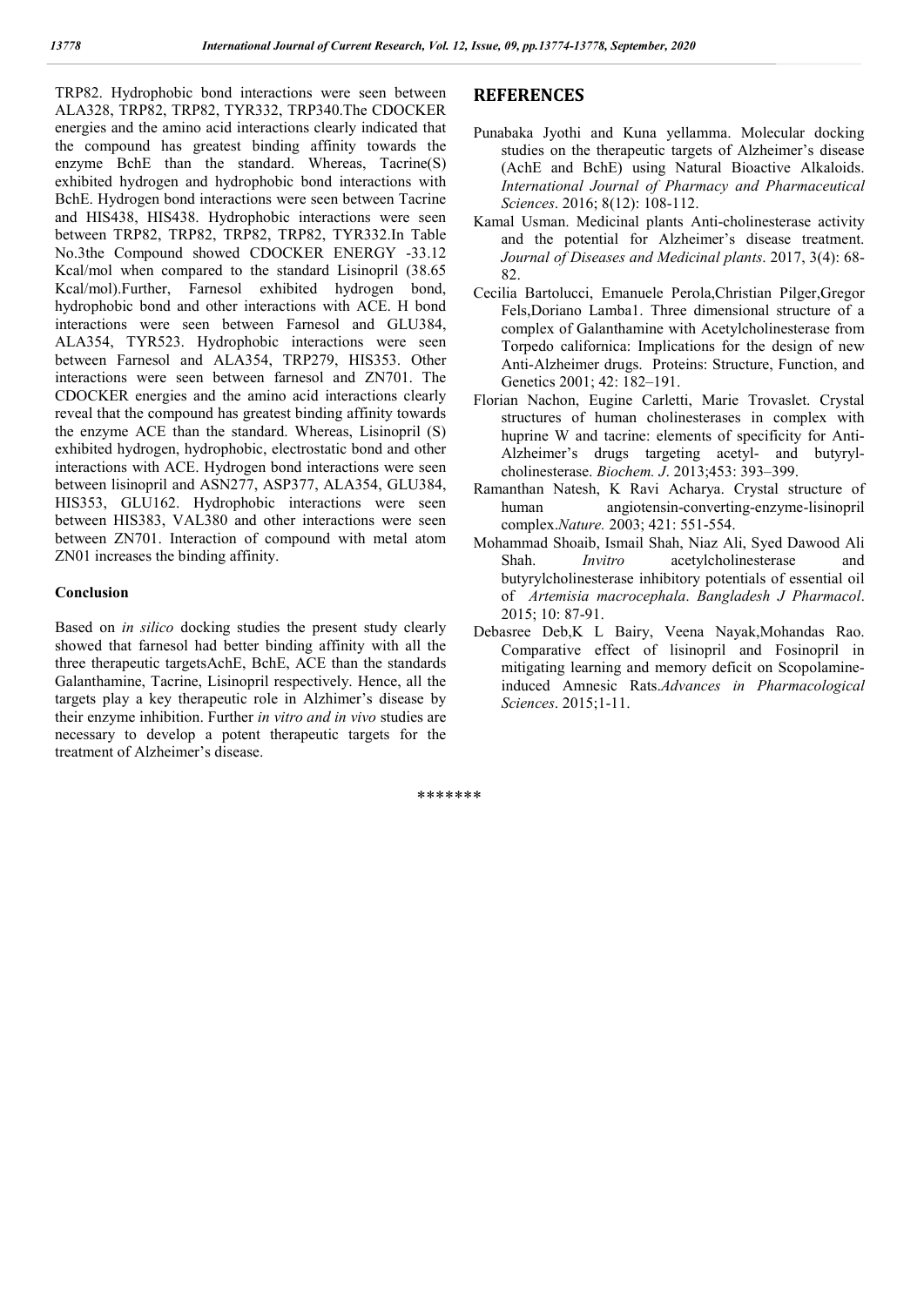TRP82. Hydrophobic bond interactions were seen between ALA328, TRP82, TRP82, TYR332, TRP340.The CDOCKER energies and the amino acid interactions clearly indicated that the compound has greatest binding affinity towards the enzyme BchE than the standard. Whereas, Tacrine(S) exhibited hydrogen and hydrophobic bond interactions with BchE. Hydrogen bond interactions were seen between Tacrine and HIS438, HIS438. Hydrophobic interactions were seen between TRP82, TRP82, TRP82, TRP82, TYR332.In Table No.3the Compound showed CDOCKER ENERGY -33.12 Kcal/mol when compared to the standard Lisinopril (38.65 Kcal/mol).Further, Farnesol exhibited hydrogen bond, hydrophobic bond and other interactions with ACE. H bond interactions were seen between Farnesol and GLU384, ALA354, TYR523. Hydrophobic interactions were seen between Farnesol and ALA354, TRP279, HIS353. Other interactions were seen between farnesol and ZN701. The CDOCKER energies and the amino acid interactions clearly reveal that the compound has greatest binding affinity towards the enzyme ACE than the standard. Whereas, Lisinopril (S) exhibited hydrogen, hydrophobic, electrostatic bond and other interactions with ACE. Hydrogen bond interactions were seen between lisinopril and ASN277, ASP377, ALA354, GLU384, HIS353, GLU162. Hydrophobic interactions were seen between HIS383, VAL380 and other interactions were seen between ZN701. Interaction of compound with metal atom ZN01 increases the binding affinity.

### Conclusion

Based on *in silico* docking studies the present study clearly showed that farnesol had better binding affinity with all the three therapeutic targetsAchE, BchE, ACE than the standards Galanthamine, Tacrine, Lisinopril respectively. Hence, all the targets play a key therapeutic role in Alzhimer's disease by their enzyme inhibition. Further *in vitro and in vivo* studies are necessary to develop a potent therapeutic targets for the treatment of Alzheimer's disease.

## REFERENCES

Punabaka Jyothi and Kuna yellamma. Molecular docking studies on the therapeutic targets of Alzheimer's disease (AchE and BchE) using Natural Bioactive Alkaloids. *International Journal of Pharmacy and Pharmaceutical Sciences*. 2016; 8(12): 108-112.

Kamal Usman. Medicinal plants Anti-cholinesterase activity and the potential for Alzheimer's disease treatment. *Journal of Diseases and Medicinal plants*. 2017, 3(4): 68-82.

Cecilia Bartolucci, Emanuele Perola,Christian Pilger,Gregor Fels,Doriano Lamba1. Three dimensional structure of a complex of Galanthamine with Acetylcholinesterase from Torpedo californica: Implications for the design of new Anti-Alzheimer drugs. Proteins: Structure, Function, and Genetics 2001; 42: 182–191.

Florian Nachon, Eugine Carletti, Marie Trovaslet. Crystal structures of human cholinesterases in complex with huprine W and tacrine: elements of specificity for Anti-Alzheimer's drugs targeting acetyl- and butyryl-cholinesterase. *Biochem. J*. 2013;453: 393–399.

Ramanthan Natesh, K Ravi Acharya. Crystal structure of human angiotensin-converting-enzyme-lisinopril complex.*Nature.* 2003; 421: 551-554.

Mohammad Shoaib, Ismail Shah, Niaz Ali, Syed Dawood Ali Shah. *Invitro* acetylcholinesterase and butyrylcholinesterase inhibitory potentials of essential oil of *Artemisia macrocephala*. *Bangladesh J Pharmacol*. 2015; 10: 87-91.

Debasree Deb,K L Bairy, Veena Nayak,Mohandas Rao. Comparative effect of lisinopril and Fosinopril in mitigating learning and memory deficit on Scopolamine-induced Amnesic Rats.*Advances in Pharmacological Sciences*. 2015;1-11.

\*\*\*\*\*\*\*